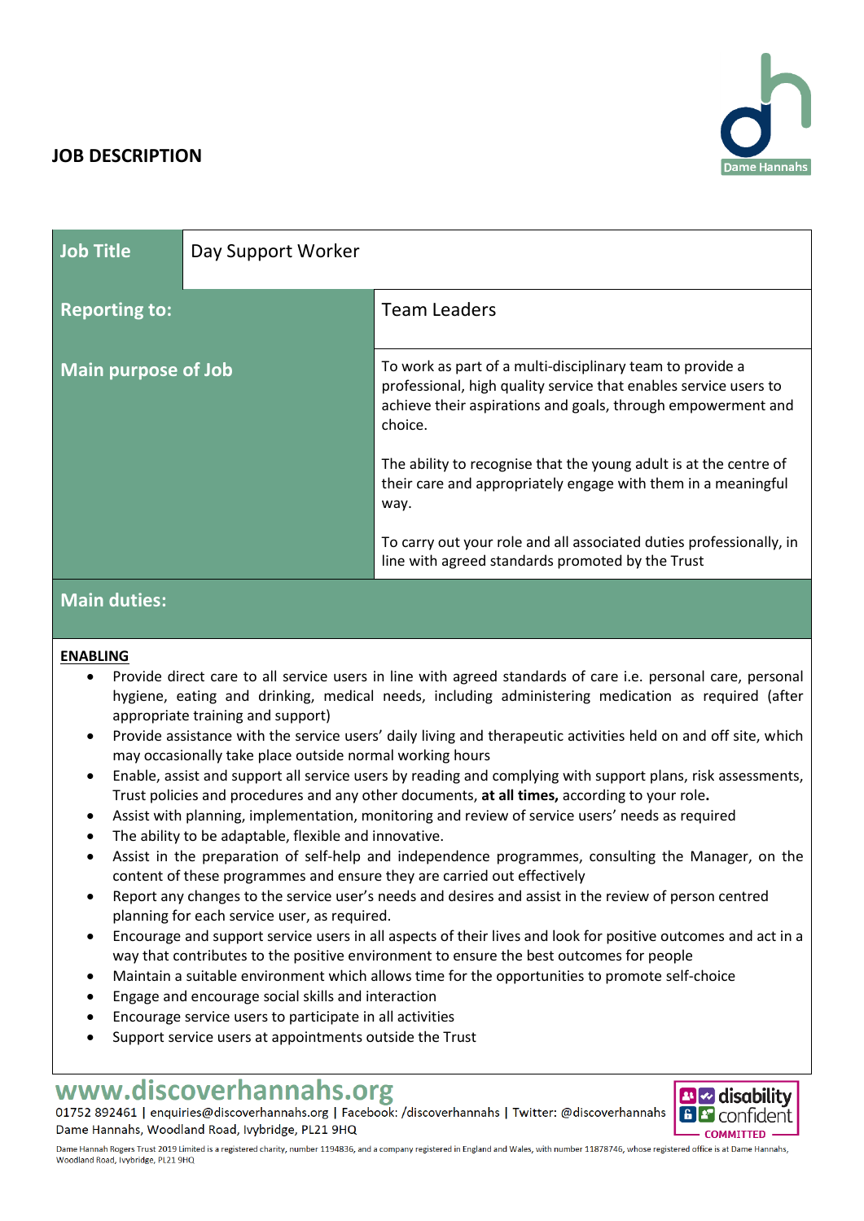# JOB DESCRIPTION

| Job Title | Day Support Worker |
| --- | --- |
| Reporting to: | Team Leaders |
| Main purpose of Job | To work as part of a multi-disciplinary team to provide a professional, high quality service that enables service users to achieve their aspirations and goals, through empowerment and choice.<br><br>The ability to recognise that the young adult is at the centre of their care and appropriately engage with them in a meaningful way.<br><br>To carry out your role and all associated duties professionally, in line with agreed standards promoted by the Trust |

## Main duties:

**ENABLING**

- Provide direct care to all service users in line with agreed standards of care i.e. personal care, personal hygiene, eating and drinking, medical needs, including administering medication as required (after appropriate training and support)
- Provide assistance with the service users' daily living and therapeutic activities held on and off site, which may occasionally take place outside normal working hours
- Enable, assist and support all service users by reading and complying with support plans, risk assessments, Trust policies and procedures and any other documents, **at all times,** according to your role**.**
- Assist with planning, implementation, monitoring and review of service users' needs as required
- The ability to be adaptable, flexible and innovative.
- Assist in the preparation of self-help and independence programmes, consulting the Manager, on the content of these programmes and ensure they are carried out effectively
- Report any changes to the service user's needs and desires and assist in the review of person centred planning for each service user, as required.
- Encourage and support service users in all aspects of their lives and look for positive outcomes and act in a way that contributes to the positive environment to ensure the best outcomes for people
- Maintain a suitable environment which allows time for the opportunities to promote self-choice
- Engage and encourage social skills and interaction
- Encourage service users to participate in all activities
- Support service users at appointments outside the Trust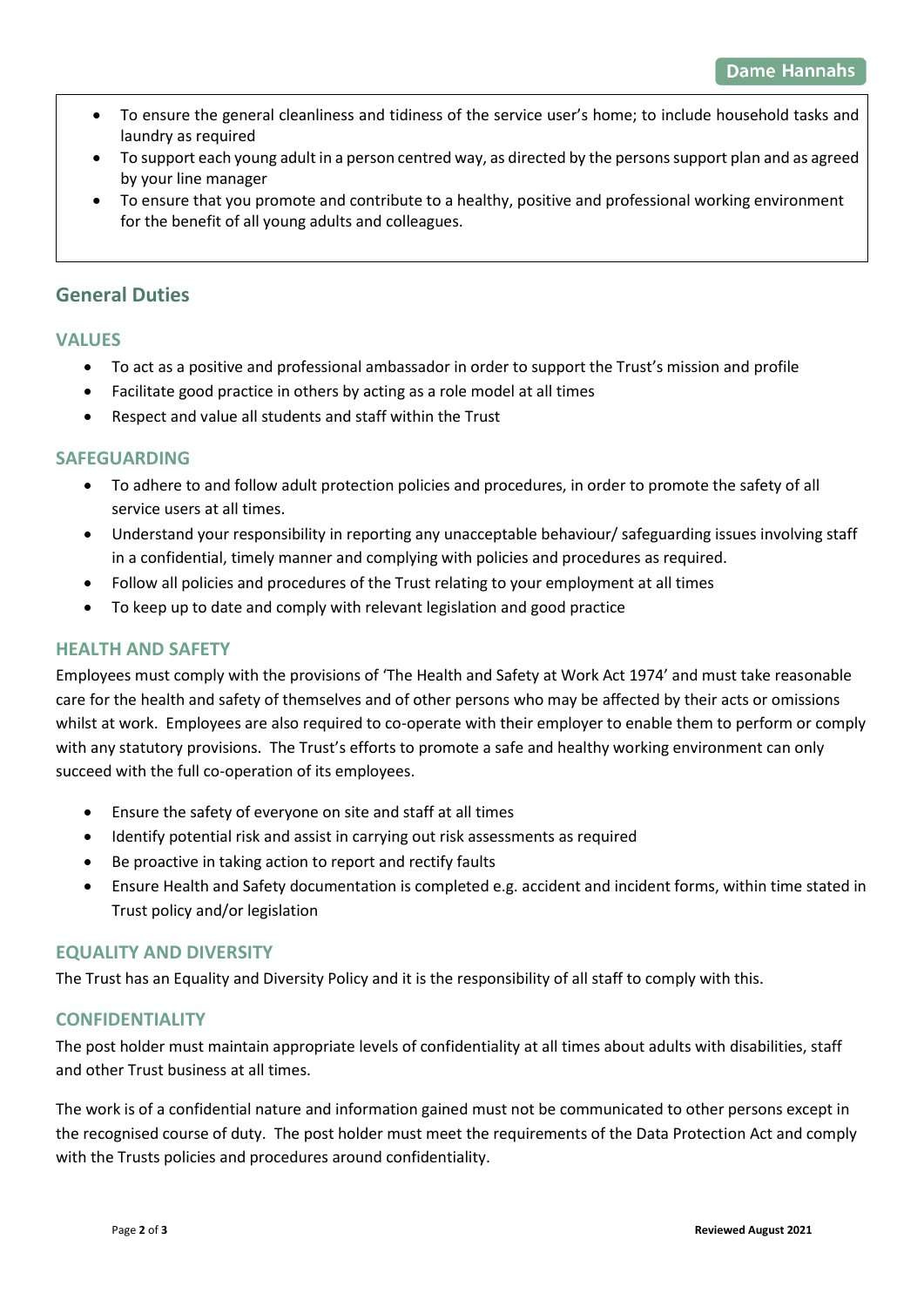- To ensure the general cleanliness and tidiness of the service user's home; to include household tasks and laundry as required
- To support each young adult in a person centred way, as directed by the persons support plan and as agreed by your line manager
- To ensure that you promote and contribute to a healthy, positive and professional working environment for the benefit of all young adults and colleagues.

## General Duties

### VALUES

- To act as a positive and professional ambassador in order to support the Trust's mission and profile
- Facilitate good practice in others by acting as a role model at all times
- Respect and value all students and staff within the Trust

### SAFEGUARDING

- To adhere to and follow adult protection policies and procedures, in order to promote the safety of all service users at all times.
- Understand your responsibility in reporting any unacceptable behaviour/ safeguarding issues involving staff in a confidential, timely manner and complying with policies and procedures as required.
- Follow all policies and procedures of the Trust relating to your employment at all times
- To keep up to date and comply with relevant legislation and good practice

### HEALTH AND SAFETY

Employees must comply with the provisions of 'The Health and Safety at Work Act 1974' and must take reasonable care for the health and safety of themselves and of other persons who may be affected by their acts or omissions whilst at work. Employees are also required to co-operate with their employer to enable them to perform or comply with any statutory provisions. The Trust's efforts to promote a safe and healthy working environment can only succeed with the full co-operation of its employees.

- Ensure the safety of everyone on site and staff at all times
- Identify potential risk and assist in carrying out risk assessments as required
- Be proactive in taking action to report and rectify faults
- Ensure Health and Safety documentation is completed e.g. accident and incident forms, within time stated in Trust policy and/or legislation

### EQUALITY AND DIVERSITY

The Trust has an Equality and Diversity Policy and it is the responsibility of all staff to comply with this.

### CONFIDENTIALITY

The post holder must maintain appropriate levels of confidentiality at all times about adults with disabilities, staff and other Trust business at all times.

The work is of a confidential nature and information gained must not be communicated to other persons except in the recognised course of duty. The post holder must meet the requirements of the Data Protection Act and comply with the Trusts policies and procedures around confidentiality.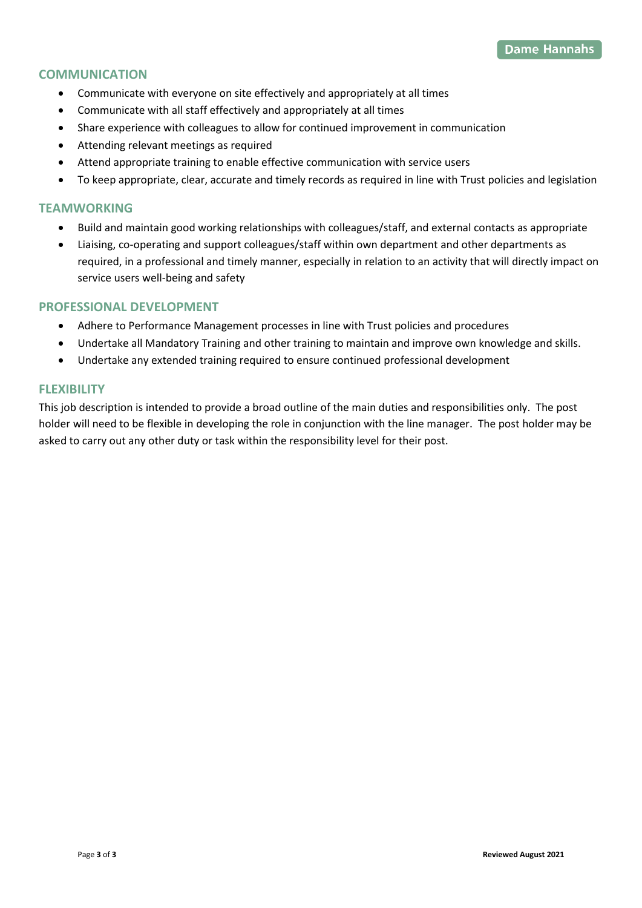## COMMUNICATION

- Communicate with everyone on site effectively and appropriately at all times
- Communicate with all staff effectively and appropriately at all times
- Share experience with colleagues to allow for continued improvement in communication
- Attending relevant meetings as required
- Attend appropriate training to enable effective communication with service users
- To keep appropriate, clear, accurate and timely records as required in line with Trust policies and legislation

## TEAMWORKING

- Build and maintain good working relationships with colleagues/staff, and external contacts as appropriate
- Liaising, co-operating and support colleagues/staff within own department and other departments as required, in a professional and timely manner, especially in relation to an activity that will directly impact on service users well-being and safety

## PROFESSIONAL DEVELOPMENT

- Adhere to Performance Management processes in line with Trust policies and procedures
- Undertake all Mandatory Training and other training to maintain and improve own knowledge and skills.
- Undertake any extended training required to ensure continued professional development

## FLEXIBILITY

This job description is intended to provide a broad outline of the main duties and responsibilities only. The post holder will need to be flexible in developing the role in conjunction with the line manager. The post holder may be asked to carry out any other duty or task within the responsibility level for their post.